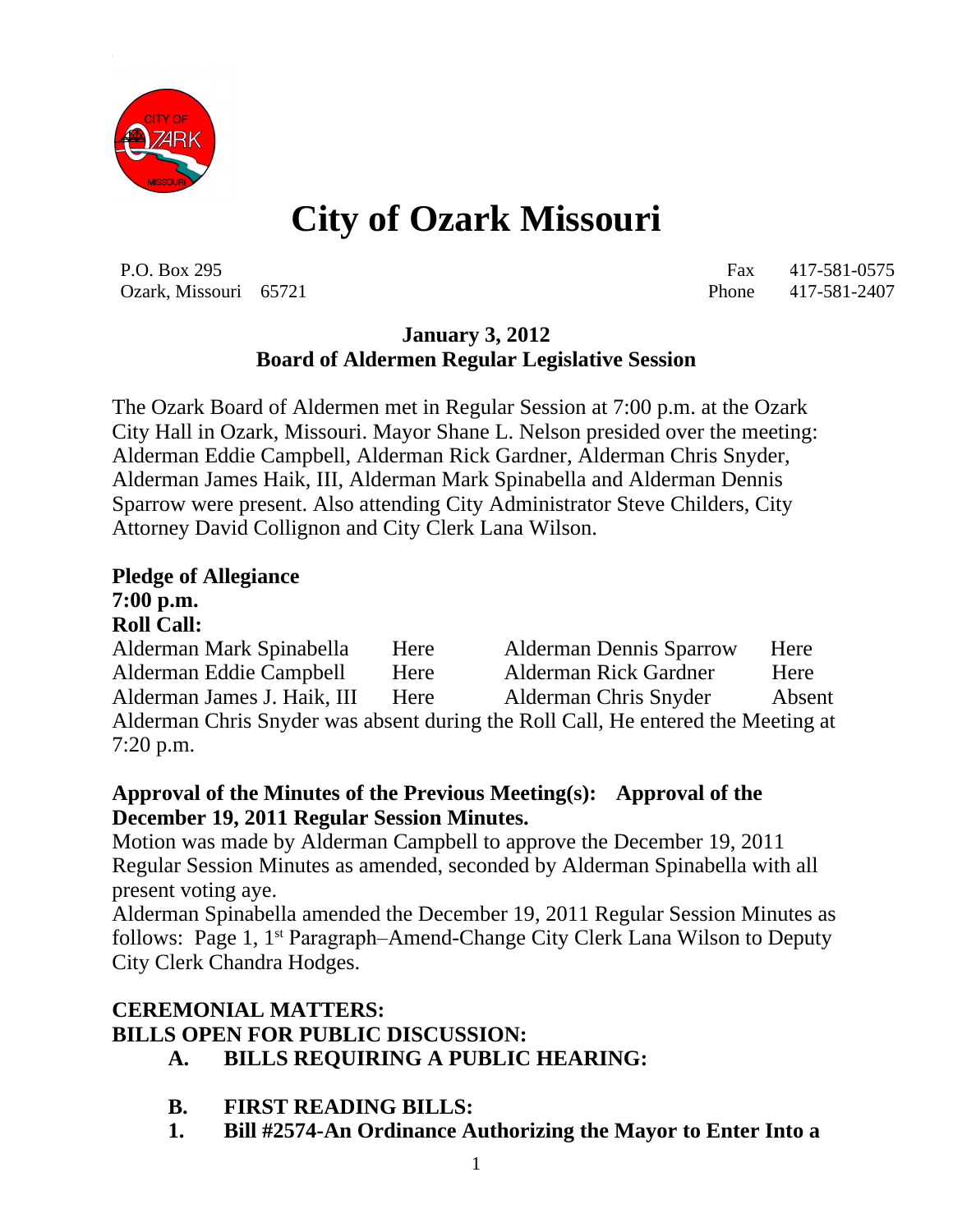# City of Ozark Missouri

P.O. Box 295
Ozark, Missouri 65721

Fax 417-581-0575
Phone 417-581-2407

**January 3, 2012**
**Board of Aldermen Regular Legislative Session**

The Ozark Board of Aldermen met in Regular Session at 7:00 p.m. at the Ozark City Hall in Ozark, Missouri. Mayor Shane L. Nelson presided over the meeting: Alderman Eddie Campbell, Alderman Rick Gardner, Alderman Chris Snyder, Alderman James Haik, III, Alderman Mark Spinabella and Alderman Dennis Sparrow were present. Also attending City Administrator Steve Childers, City Attorney David Collignon and City Clerk Lana Wilson.

**Pledge of Allegiance**
**7:00 p.m.**
**Roll Call:**

| | | | |
|---|---|---|---|
| Alderman Mark Spinabella | Here | Alderman Dennis Sparrow | Here |
| Alderman Eddie Campbell | Here | Alderman Rick Gardner | Here |
| Alderman James J. Haik, III | Here | Alderman Chris Snyder | Absent |

Alderman Chris Snyder was absent during the Roll Call, He entered the Meeting at 7:20 p.m.

**Approval of the Minutes of the Previous Meeting(s): Approval of the December 19, 2011 Regular Session Minutes.**
Motion was made by Alderman Campbell to approve the December 19, 2011 Regular Session Minutes as amended, seconded by Alderman Spinabella with all present voting aye.
Alderman Spinabella amended the December 19, 2011 Regular Session Minutes as follows: Page 1, 1st Paragraph–Amend-Change City Clerk Lana Wilson to Deputy City Clerk Chandra Hodges.

**CEREMONIAL MATTERS:**
**BILLS OPEN FOR PUBLIC DISCUSSION:**

**A. BILLS REQUIRING A PUBLIC HEARING:**

**B. FIRST READING BILLS:**

**1. Bill #2574-An Ordinance Authorizing the Mayor to Enter Into a**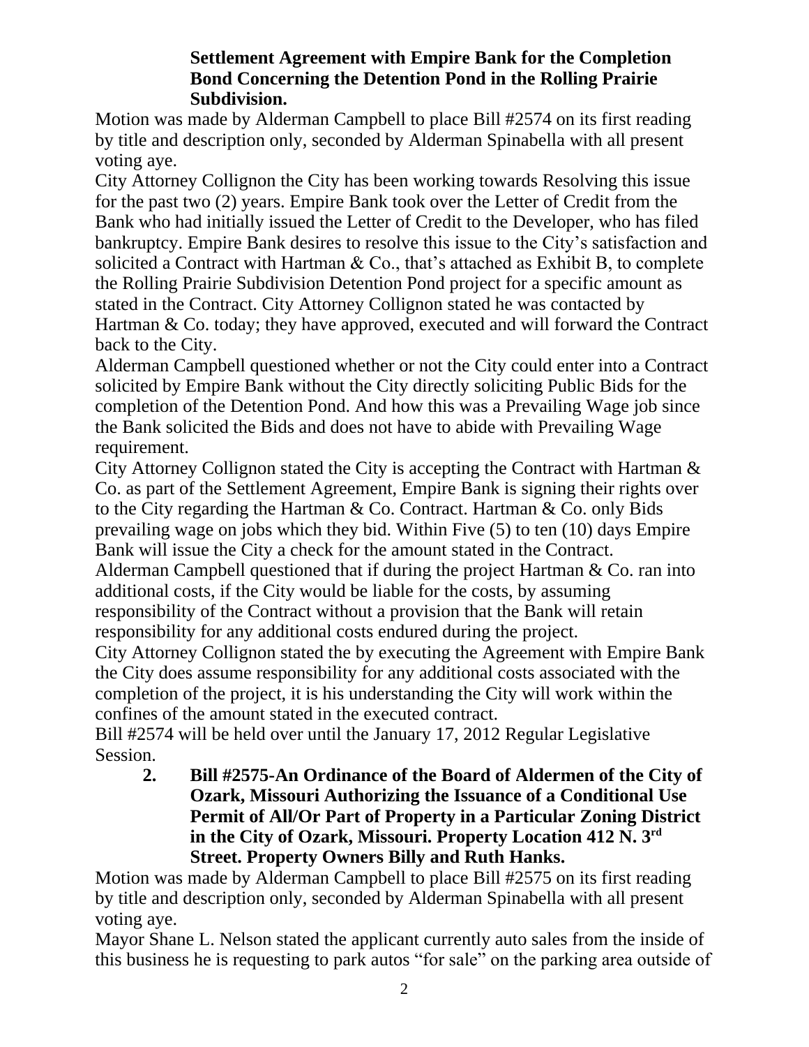**Settlement Agreement with Empire Bank for the Completion Bond Concerning the Detention Pond in the Rolling Prairie Subdivision.**

Motion was made by Alderman Campbell to place Bill #2574 on its first reading by title and description only, seconded by Alderman Spinabella with all present voting aye.

City Attorney Collignon the City has been working towards Resolving this issue for the past two (2) years. Empire Bank took over the Letter of Credit from the Bank who had initially issued the Letter of Credit to the Developer, who has filed bankruptcy. Empire Bank desires to resolve this issue to the City's satisfaction and solicited a Contract with Hartman & Co., that's attached as Exhibit B, to complete the Rolling Prairie Subdivision Detention Pond project for a specific amount as stated in the Contract. City Attorney Collignon stated he was contacted by Hartman & Co. today; they have approved, executed and will forward the Contract back to the City.

Alderman Campbell questioned whether or not the City could enter into a Contract solicited by Empire Bank without the City directly soliciting Public Bids for the completion of the Detention Pond. And how this was a Prevailing Wage job since the Bank solicited the Bids and does not have to abide with Prevailing Wage requirement.

City Attorney Collignon stated the City is accepting the Contract with Hartman & Co. as part of the Settlement Agreement, Empire Bank is signing their rights over to the City regarding the Hartman & Co. Contract. Hartman & Co. only Bids prevailing wage on jobs which they bid. Within Five (5) to ten (10) days Empire Bank will issue the City a check for the amount stated in the Contract.

Alderman Campbell questioned that if during the project Hartman & Co. ran into additional costs, if the City would be liable for the costs, by assuming responsibility of the Contract without a provision that the Bank will retain responsibility for any additional costs endured during the project.

City Attorney Collignon stated the by executing the Agreement with Empire Bank the City does assume responsibility for any additional costs associated with the completion of the project, it is his understanding the City will work within the confines of the amount stated in the executed contract.

Bill #2574 will be held over until the January 17, 2012 Regular Legislative Session.

2. **Bill #2575-An Ordinance of the Board of Aldermen of the City of Ozark, Missouri Authorizing the Issuance of a Conditional Use Permit of All/Or Part of Property in a Particular Zoning District in the City of Ozark, Missouri. Property Location 412 N. 3rd Street. Property Owners Billy and Ruth Hanks.**

Motion was made by Alderman Campbell to place Bill #2575 on its first reading by title and description only, seconded by Alderman Spinabella with all present voting aye.

Mayor Shane L. Nelson stated the applicant currently auto sales from the inside of this business he is requesting to park autos "for sale" on the parking area outside of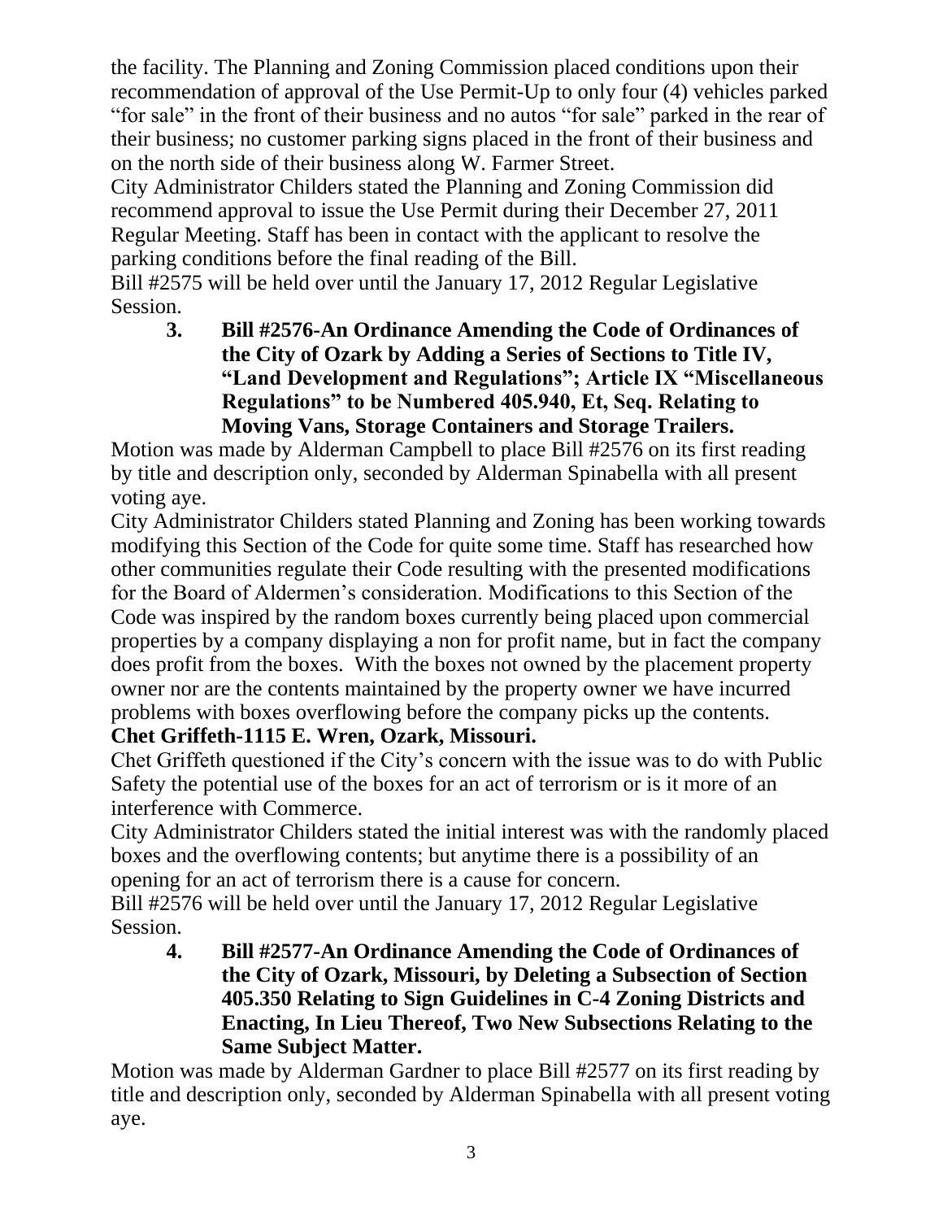the facility. The Planning and Zoning Commission placed conditions upon their recommendation of approval of the Use Permit-Up to only four (4) vehicles parked "for sale" in the front of their business and no autos "for sale" parked in the rear of their business; no customer parking signs placed in the front of their business and on the north side of their business along W. Farmer Street.

City Administrator Childers stated the Planning and Zoning Commission did recommend approval to issue the Use Permit during their December 27, 2011 Regular Meeting. Staff has been in contact with the applicant to resolve the parking conditions before the final reading of the Bill.

Bill #2575 will be held over until the January 17, 2012 Regular Legislative Session.

3. **Bill #2576-An Ordinance Amending the Code of Ordinances of the City of Ozark by Adding a Series of Sections to Title IV, "Land Development and Regulations"; Article IX "Miscellaneous Regulations" to be Numbered 405.940, Et, Seq. Relating to Moving Vans, Storage Containers and Storage Trailers.**

Motion was made by Alderman Campbell to place Bill #2576 on its first reading by title and description only, seconded by Alderman Spinabella with all present voting aye.

City Administrator Childers stated Planning and Zoning has been working towards modifying this Section of the Code for quite some time. Staff has researched how other communities regulate their Code resulting with the presented modifications for the Board of Aldermen's consideration. Modifications to this Section of the Code was inspired by the random boxes currently being placed upon commercial properties by a company displaying a non for profit name, but in fact the company does profit from the boxes. With the boxes not owned by the placement property owner nor are the contents maintained by the property owner we have incurred problems with boxes overflowing before the company picks up the contents.

**Chet Griffeth-1115 E. Wren, Ozark, Missouri.**

Chet Griffeth questioned if the City's concern with the issue was to do with Public Safety the potential use of the boxes for an act of terrorism or is it more of an interference with Commerce.

City Administrator Childers stated the initial interest was with the randomly placed boxes and the overflowing contents; but anytime there is a possibility of an opening for an act of terrorism there is a cause for concern.

Bill #2576 will be held over until the January 17, 2012 Regular Legislative Session.

4. **Bill #2577-An Ordinance Amending the Code of Ordinances of the City of Ozark, Missouri, by Deleting a Subsection of Section 405.350 Relating to Sign Guidelines in C-4 Zoning Districts and Enacting, In Lieu Thereof, Two New Subsections Relating to the Same Subject Matter.**

Motion was made by Alderman Gardner to place Bill #2577 on its first reading by title and description only, seconded by Alderman Spinabella with all present voting aye.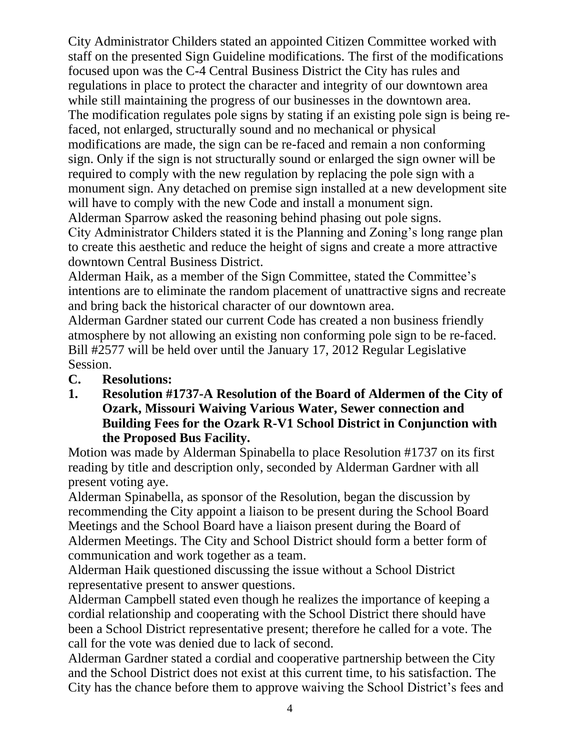City Administrator Childers stated an appointed Citizen Committee worked with staff on the presented Sign Guideline modifications. The first of the modifications focused upon was the C-4 Central Business District the City has rules and regulations in place to protect the character and integrity of our downtown area while still maintaining the progress of our businesses in the downtown area. The modification regulates pole signs by stating if an existing pole sign is being re-faced, not enlarged, structurally sound and no mechanical or physical modifications are made, the sign can be re-faced and remain a non conforming sign. Only if the sign is not structurally sound or enlarged the sign owner will be required to comply with the new regulation by replacing the pole sign with a monument sign. Any detached on premise sign installed at a new development site will have to comply with the new Code and install a monument sign.

Alderman Sparrow asked the reasoning behind phasing out pole signs.

City Administrator Childers stated it is the Planning and Zoning's long range plan to create this aesthetic and reduce the height of signs and create a more attractive downtown Central Business District.

Alderman Haik, as a member of the Sign Committee, stated the Committee's intentions are to eliminate the random placement of unattractive signs and recreate and bring back the historical character of our downtown area.

Alderman Gardner stated our current Code has created a non business friendly atmosphere by not allowing an existing non conforming pole sign to be re-faced.

Bill #2577 will be held over until the January 17, 2012 Regular Legislative Session.

**C. Resolutions:**

**1. Resolution #1737-A Resolution of the Board of Aldermen of the City of Ozark, Missouri Waiving Various Water, Sewer connection and Building Fees for the Ozark R-V1 School District in Conjunction with the Proposed Bus Facility.**

Motion was made by Alderman Spinabella to place Resolution #1737 on its first reading by title and description only, seconded by Alderman Gardner with all present voting aye.

Alderman Spinabella, as sponsor of the Resolution, began the discussion by recommending the City appoint a liaison to be present during the School Board Meetings and the School Board have a liaison present during the Board of Aldermen Meetings. The City and School District should form a better form of communication and work together as a team.

Alderman Haik questioned discussing the issue without a School District representative present to answer questions.

Alderman Campbell stated even though he realizes the importance of keeping a cordial relationship and cooperating with the School District there should have been a School District representative present; therefore he called for a vote. The call for the vote was denied due to lack of second.

Alderman Gardner stated a cordial and cooperative partnership between the City and the School District does not exist at this current time, to his satisfaction. The City has the chance before them to approve waiving the School District's fees and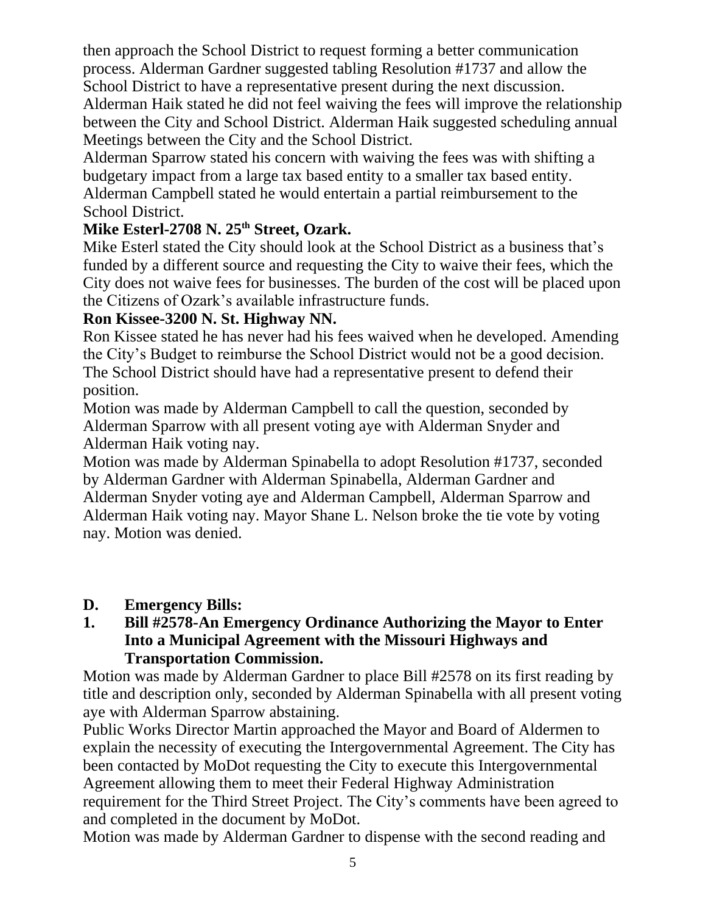then approach the School District to request forming a better communication process. Alderman Gardner suggested tabling Resolution #1737 and allow the School District to have a representative present during the next discussion. Alderman Haik stated he did not feel waiving the fees will improve the relationship between the City and School District. Alderman Haik suggested scheduling annual Meetings between the City and the School District.
Alderman Sparrow stated his concern with waiving the fees was with shifting a budgetary impact from a large tax based entity to a smaller tax based entity. Alderman Campbell stated he would entertain a partial reimbursement to the School District.

**Mike Esterl-2708 N. 25th Street, Ozark.**

Mike Esterl stated the City should look at the School District as a business that's funded by a different source and requesting the City to waive their fees, which the City does not waive fees for businesses. The burden of the cost will be placed upon the Citizens of Ozark's available infrastructure funds.

**Ron Kissee-3200 N. St. Highway NN.**

Ron Kissee stated he has never had his fees waived when he developed. Amending the City's Budget to reimburse the School District would not be a good decision. The School District should have had a representative present to defend their position.
Motion was made by Alderman Campbell to call the question, seconded by Alderman Sparrow with all present voting aye with Alderman Snyder and Alderman Haik voting nay.
Motion was made by Alderman Spinabella to adopt Resolution #1737, seconded by Alderman Gardner with Alderman Spinabella, Alderman Gardner and Alderman Snyder voting aye and Alderman Campbell, Alderman Sparrow and Alderman Haik voting nay. Mayor Shane L. Nelson broke the tie vote by voting nay. Motion was denied.

**D. Emergency Bills:**

**1. Bill #2578-An Emergency Ordinance Authorizing the Mayor to Enter Into a Municipal Agreement with the Missouri Highways and Transportation Commission.**

Motion was made by Alderman Gardner to place Bill #2578 on its first reading by title and description only, seconded by Alderman Spinabella with all present voting aye with Alderman Sparrow abstaining.
Public Works Director Martin approached the Mayor and Board of Aldermen to explain the necessity of executing the Intergovernmental Agreement. The City has been contacted by MoDot requesting the City to execute this Intergovernmental Agreement allowing them to meet their Federal Highway Administration requirement for the Third Street Project. The City's comments have been agreed to and completed in the document by MoDot.
Motion was made by Alderman Gardner to dispense with the second reading and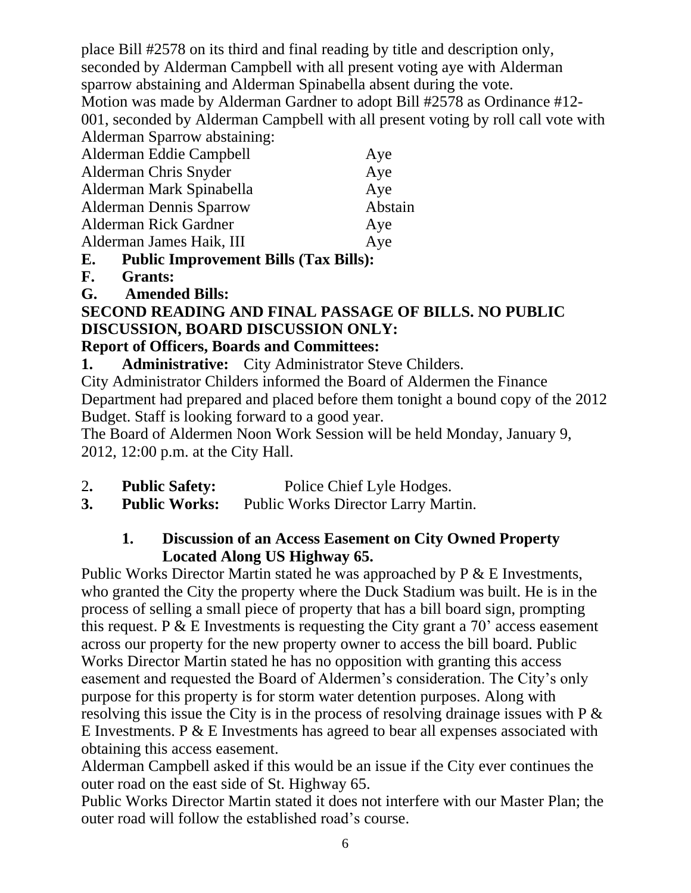place Bill #2578 on its third and final reading by title and description only, seconded by Alderman Campbell with all present voting aye with Alderman sparrow abstaining and Alderman Spinabella absent during the vote.
Motion was made by Alderman Gardner to adopt Bill #2578 as Ordinance #12-001, seconded by Alderman Campbell with all present voting by roll call vote with Alderman Sparrow abstaining:

| | |
|---|---|
| Alderman Eddie Campbell | Aye |
| Alderman Chris Snyder | Aye |
| Alderman Mark Spinabella | Aye |
| Alderman Dennis Sparrow | Abstain |
| Alderman Rick Gardner | Aye |
| Alderman James Haik, III | Aye |

**E. Public Improvement Bills (Tax Bills):**

**F. Grants:**

**G. Amended Bills:**

**SECOND READING AND FINAL PASSAGE OF BILLS. NO PUBLIC DISCUSSION, BOARD DISCUSSION ONLY:**

**Report of Officers, Boards and Committees:**

**1. Administrative:** City Administrator Steve Childers.

City Administrator Childers informed the Board of Aldermen the Finance Department had prepared and placed before them tonight a bound copy of the 2012 Budget. Staff is looking forward to a good year.
The Board of Aldermen Noon Work Session will be held Monday, January 9, 2012, 12:00 p.m. at the City Hall.

2**. Public Safety:** Police Chief Lyle Hodges.

**3. Public Works:** Public Works Director Larry Martin.

**1. Discussion of an Access Easement on City Owned Property Located Along US Highway 65.**

Public Works Director Martin stated he was approached by P & E Investments, who granted the City the property where the Duck Stadium was built. He is in the process of selling a small piece of property that has a bill board sign, prompting this request. P & E Investments is requesting the City grant a 70' access easement across our property for the new property owner to access the bill board. Public Works Director Martin stated he has no opposition with granting this access easement and requested the Board of Aldermen's consideration. The City's only purpose for this property is for storm water detention purposes. Along with resolving this issue the City is in the process of resolving drainage issues with P & E Investments. P & E Investments has agreed to bear all expenses associated with obtaining this access easement.
Alderman Campbell asked if this would be an issue if the City ever continues the outer road on the east side of St. Highway 65.
Public Works Director Martin stated it does not interfere with our Master Plan; the outer road will follow the established road's course.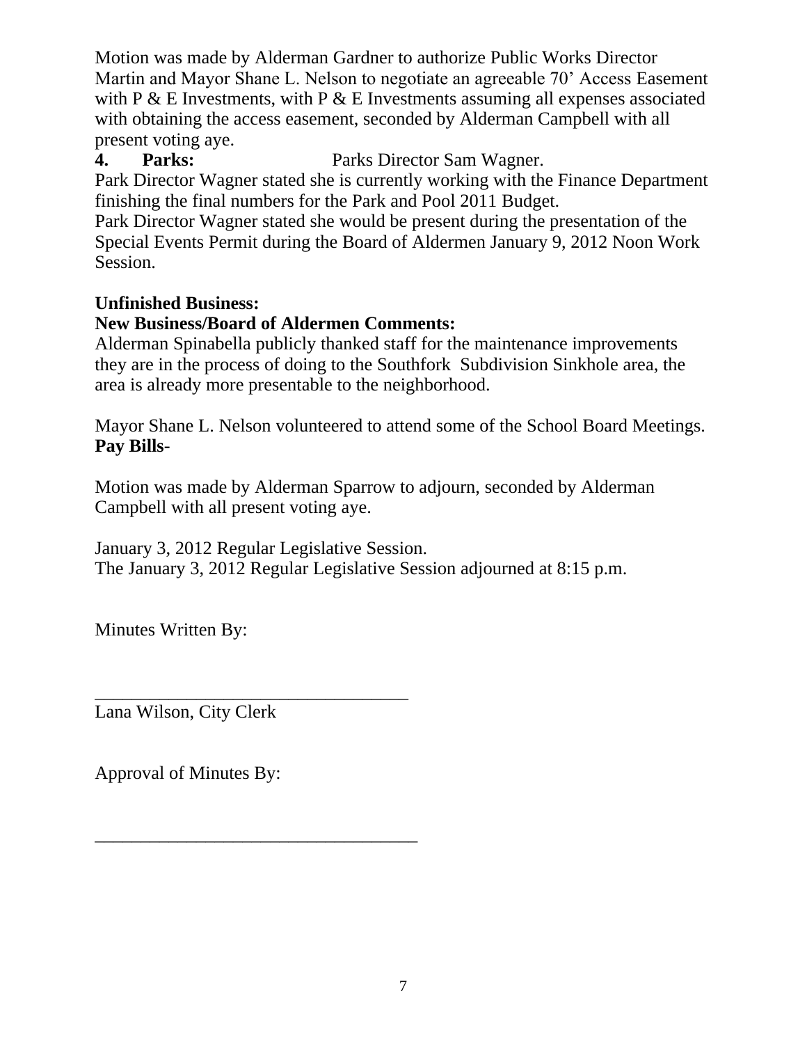Motion was made by Alderman Gardner to authorize Public Works Director Martin and Mayor Shane L. Nelson to negotiate an agreeable 70' Access Easement with P & E Investments, with P & E Investments assuming all expenses associated with obtaining the access easement, seconded by Alderman Campbell with all present voting aye.

**4. Parks:** Parks Director Sam Wagner.

Park Director Wagner stated she is currently working with the Finance Department finishing the final numbers for the Park and Pool 2011 Budget.

Park Director Wagner stated she would be present during the presentation of the Special Events Permit during the Board of Aldermen January 9, 2012 Noon Work Session.

**Unfinished Business:**

**New Business/Board of Aldermen Comments:**

Alderman Spinabella publicly thanked staff for the maintenance improvements they are in the process of doing to the Southfork Subdivision Sinkhole area, the area is already more presentable to the neighborhood.

Mayor Shane L. Nelson volunteered to attend some of the School Board Meetings.

**Pay Bills-**

Motion was made by Alderman Sparrow to adjourn, seconded by Alderman Campbell with all present voting aye.

January 3, 2012 Regular Legislative Session.
The January 3, 2012 Regular Legislative Session adjourned at 8:15 p.m.

Minutes Written By:

___________________________________
Lana Wilson, City Clerk

Approval of Minutes By:

___________________________________